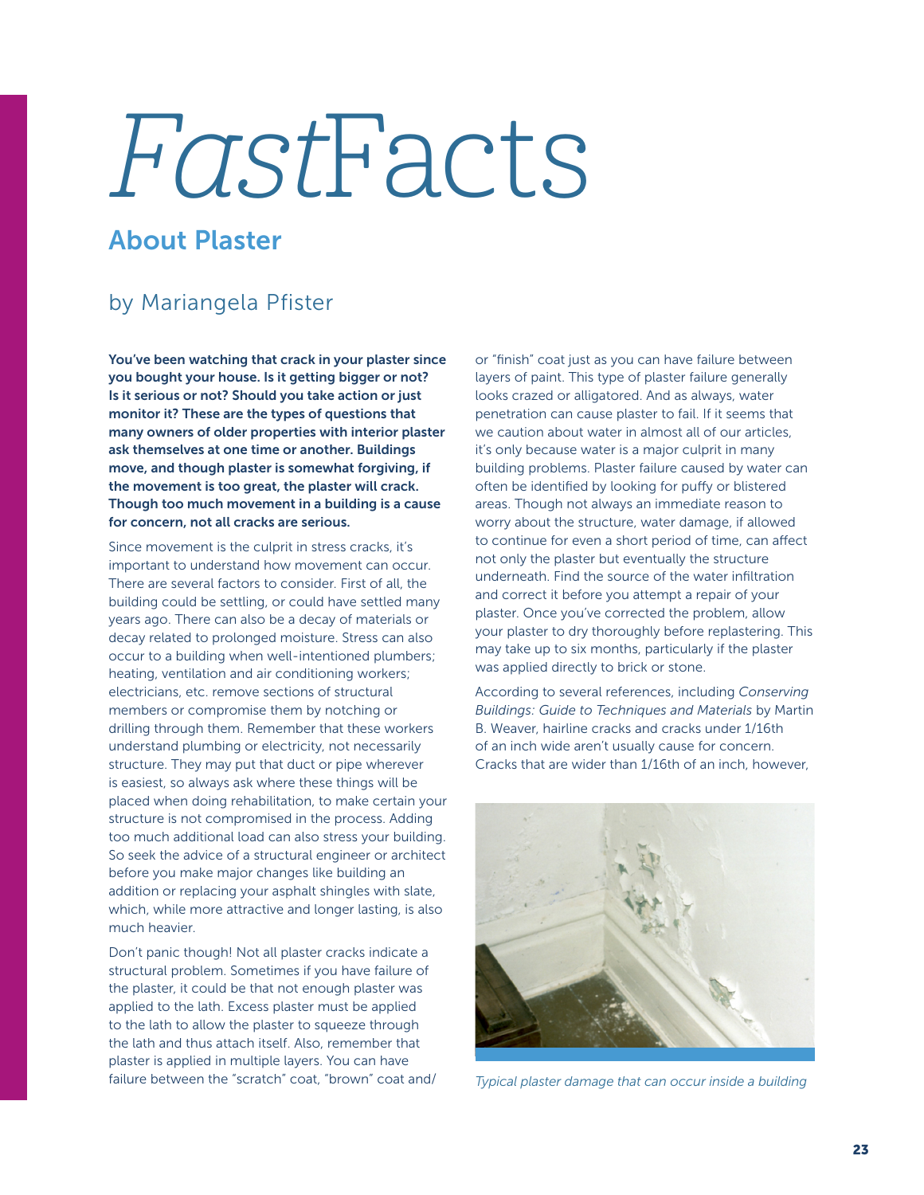# *Fast*Facts

## About Plaster

### by Mariangela Pfister

**You've been watching that crack in your plaster since you bought your house. Is it getting bigger or not? Is it serious or not? Should you take action or just monitor it? These are the types of questions that many owners of older properties with interior plaster ask themselves at one time or another. Buildings move, and though plaster is somewhat forgiving, if the movement is too great, the plaster will crack. Though too much movement in a building is a cause for concern, not all cracks are serious.**

Since movement is the culprit in stress cracks, it's important to understand how movement can occur. There are several factors to consider. First of all, the building could be settling, or could have settled many years ago. There can also be a decay of materials or decay related to prolonged moisture. Stress can also occur to a building when well-intentioned plumbers; heating, ventilation and air conditioning workers; electricians, etc. remove sections of structural members or compromise them by notching or drilling through them. Remember that these workers understand plumbing or electricity, not necessarily structure. They may put that duct or pipe wherever is easiest, so always ask where these things will be placed when doing rehabilitation, to make certain your structure is not compromised in the process. Adding too much additional load can also stress your building. So seek the advice of a structural engineer or architect before you make major changes like building an addition or replacing your asphalt shingles with slate, which, while more attractive and longer lasting, is also much heavier.

Don't panic though! Not all plaster cracks indicate a structural problem. Sometimes if you have failure of the plaster, it could be that not enough plaster was applied to the lath. Excess plaster must be applied to the lath to allow the plaster to squeeze through the lath and thus attach itself. Also, remember that plaster is applied in multiple layers. You can have failure between the "scratch" coat, "brown" coat and/or "finish" coat just as you can have failure between layers of paint. This type of plaster failure generally looks crazed or alligatored. And as always, water penetration can cause plaster to fail. If it seems that we caution about water in almost all of our articles, it's only because water is a major culprit in many building problems. Plaster failure caused by water can often be identified by looking for puffy or blistered areas. Though not always an immediate reason to worry about the structure, water damage, if allowed to continue for even a short period of time, can affect not only the plaster but eventually the structure underneath. Find the source of the water infiltration and correct it before you attempt a repair of your plaster. Once you've corrected the problem, allow your plaster to dry thoroughly before replastering. This may take up to six months, particularly if the plaster was applied directly to brick or stone.

According to several references, including *Conserving Buildings: Guide to Techniques and Materials* by Martin B. Weaver, hairline cracks and cracks under 1/16th of an inch wide aren't usually cause for concern. Cracks that are wider than 1/16th of an inch, however,

*Typical plaster damage that can occur inside a building*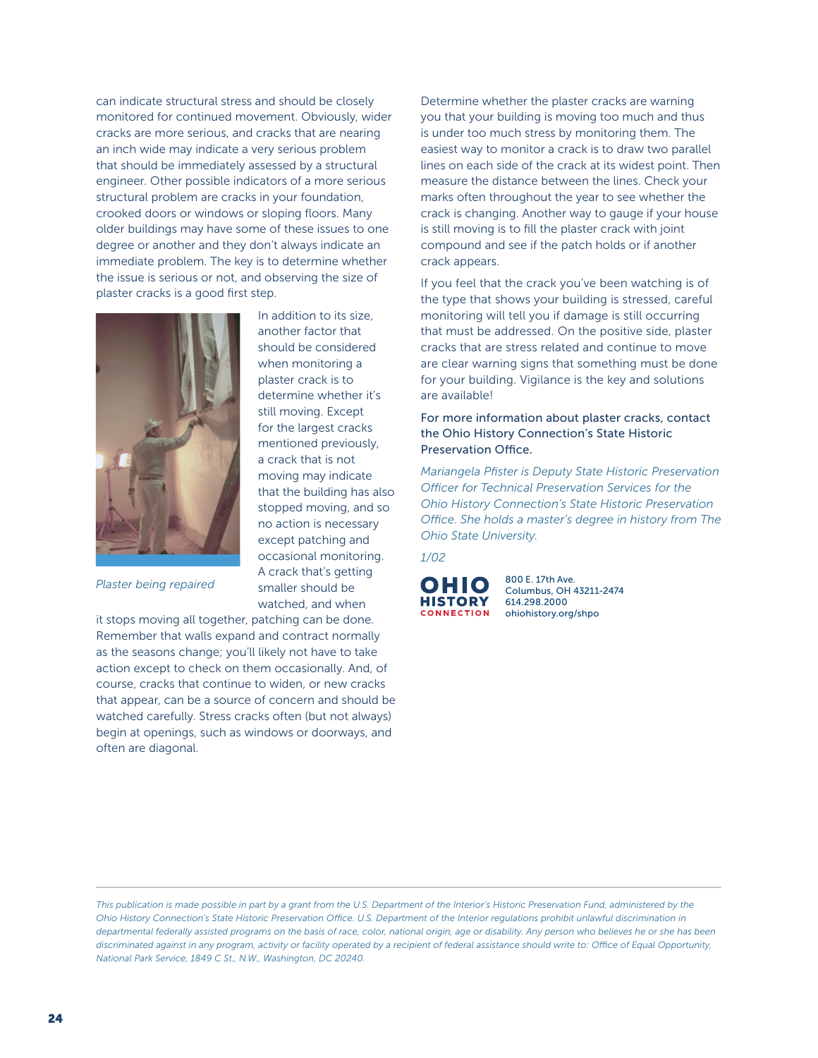can indicate structural stress and should be closely monitored for continued movement. Obviously, wider cracks are more serious, and cracks that are nearing an inch wide may indicate a very serious problem that should be immediately assessed by a structural engineer. Other possible indicators of a more serious structural problem are cracks in your foundation, crooked doors or windows or sloping floors. Many older buildings may have some of these issues to one degree or another and they don't always indicate an immediate problem. The key is to determine whether the issue is serious or not, and observing the size of plaster cracks is a good first step.

*Plaster being repaired*

In addition to its size, another factor that should be considered when monitoring a plaster crack is to determine whether it's still moving. Except for the largest cracks mentioned previously, a crack that is not moving may indicate that the building has also stopped moving, and so no action is necessary except patching and occasional monitoring. A crack that's getting smaller should be watched, and when it stops moving all together, patching can be done. Remember that walls expand and contract normally as the seasons change; you'll likely not have to take action except to check on them occasionally. And, of course, cracks that continue to widen, or new cracks that appear, can be a source of concern and should be watched carefully. Stress cracks often (but not always) begin at openings, such as windows or doorways, and often are diagonal.

Determine whether the plaster cracks are warning you that your building is moving too much and thus is under too much stress by monitoring them. The easiest way to monitor a crack is to draw two parallel lines on each side of the crack at its widest point. Then measure the distance between the lines. Check your marks often throughout the year to see whether the crack is changing. Another way to gauge if your house is still moving is to fill the plaster crack with joint compound and see if the patch holds or if another crack appears.

If you feel that the crack you've been watching is of the type that shows your building is stressed, careful monitoring will tell you if damage is still occurring that must be addressed. On the positive side, plaster cracks that are stress related and continue to move are clear warning signs that something must be done for your building. Vigilance is the key and solutions are available!

For more information about plaster cracks, contact the Ohio History Connection's State Historic Preservation Office.

*Mariangela Pfister is Deputy State Historic Preservation Officer for Technical Preservation Services for the Ohio History Connection's State Historic Preservation Office. She holds a master's degree in history from The Ohio State University.*

*1/02*

OHIO HISTORY CONNECTION

800 E. 17th Ave.
Columbus, OH 43211-2474
614.298.2000
ohiohistory.org/shpo

*This publication is made possible in part by a grant from the U.S. Department of the Interior's Historic Preservation Fund, administered by the Ohio History Connection's State Historic Preservation Office. U.S. Department of the Interior regulations prohibit unlawful discrimination in departmental federally assisted programs on the basis of race, color, national origin, age or disability. Any person who believes he or she has been discriminated against in any program, activity or facility operated by a recipient of federal assistance should write to: Office of Equal Opportunity, National Park Service, 1849 C St., N.W., Washington, DC 20240.*